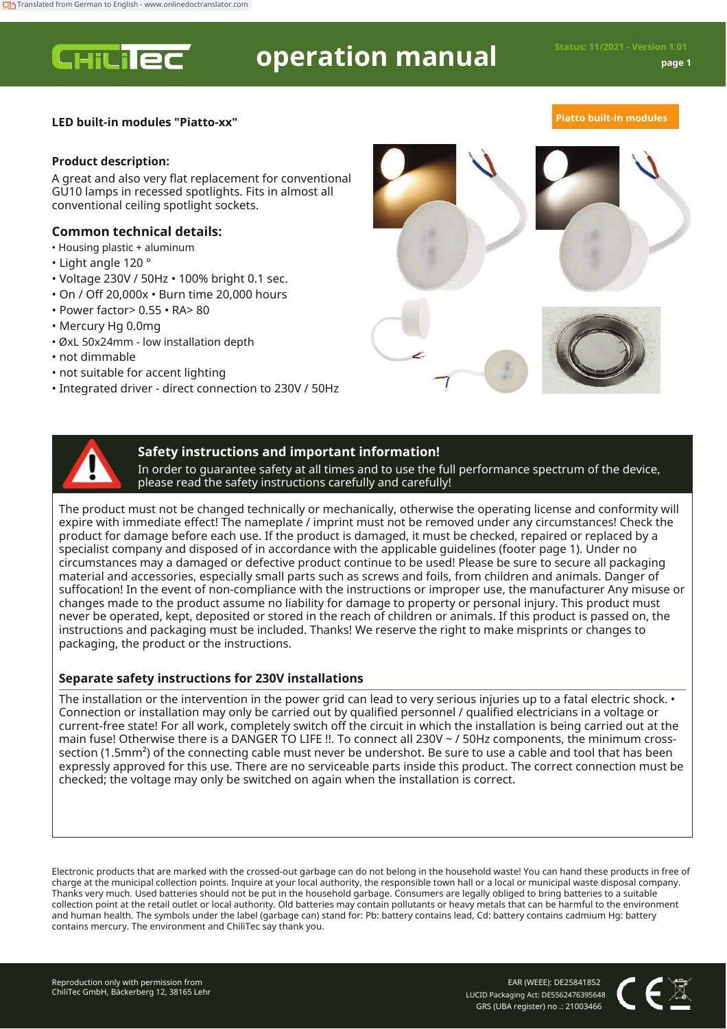# operation manual

Status: 11/2021 - Version 1.01

**LED built-in modules "Piatto-xx"**

**Piatto built-in modules**

## Product description:

A great and also very flat replacement for conventional GU10 lamps in recessed spotlights. Fits in almost all conventional ceiling spotlight sockets.

## Common technical details:

- Housing plastic + aluminum
- Light angle 120 °
- Voltage 230V / 50Hz • 100% bright 0.1 sec.
- On / Off 20,000x • Burn time 20,000 hours
- Power factor> 0.55 • RA> 80
- Mercury Hg 0.0mg
- ØxL 50x24mm - low installation depth
- not dimmable
- not suitable for accent lighting
- Integrated driver - direct connection to 230V / 50Hz

## Safety instructions and important information!

In order to guarantee safety at all times and to use the full performance spectrum of the device, please read the safety instructions carefully and carefully!

The product must not be changed technically or mechanically, otherwise the operating license and conformity will expire with immediate effect! The nameplate / imprint must not be removed under any circumstances! Check the product for damage before each use. If the product is damaged, it must be checked, repaired or replaced by a specialist company and disposed of in accordance with the applicable guidelines (footer page 1). Under no circumstances may a damaged or defective product continue to be used! Please be sure to secure all packaging material and accessories, especially small parts such as screws and foils, from children and animals. Danger of suffocation! In the event of non-compliance with the instructions or improper use, the manufacturer Any misuse or changes made to the product assume no liability for damage to property or personal injury. This product must never be operated, kept, deposited or stored in the reach of children or animals. If this product is passed on, the instructions and packaging must be included. Thanks! We reserve the right to make misprints or changes to packaging, the product or the instructions.

### Separate safety instructions for 230V installations

The installation or the intervention in the power grid can lead to very serious injuries up to a fatal electric shock. • Connection or installation may only be carried out by qualified personnel / qualified electricians in a voltage or current-free state! For all work, completely switch off the circuit in which the installation is being carried out at the main fuse! Otherwise there is a DANGER TO LIFE !!. To connect all 230V ~ / 50Hz components, the minimum cross-section (1.5mm²) of the connecting cable must never be undershot. Be sure to use a cable and tool that has been expressly approved for this use. There are no serviceable parts inside this product. The correct connection must be checked; the voltage may only be switched on again when the installation is correct.

Electronic products that are marked with the crossed-out garbage can do not belong in the household waste! You can hand these products in free of charge at the municipal collection points. Inquire at your local authority, the responsible town hall or a local or municipal waste disposal company. Thanks very much. Used batteries should not be put in the household garbage. Consumers are legally obliged to bring batteries to a suitable collection point at the retail outlet or local authority. Old batteries may contain pollutants or heavy metals that can be harmful to the environment and human health. The symbols under the label (garbage can) stand for: Pb: battery contains lead, Cd: battery contains cadmium Hg: battery contains mercury. The environment and ChiliTec say thank you.

Reproduction only with permission from ChiliTec GmbH, Bäckerberg 12, 38165 Lehr

EAR (WEEE): DE25841852
LUCID Packaging Act: DE5562476395648
GRS (UBA register) no .: 21003466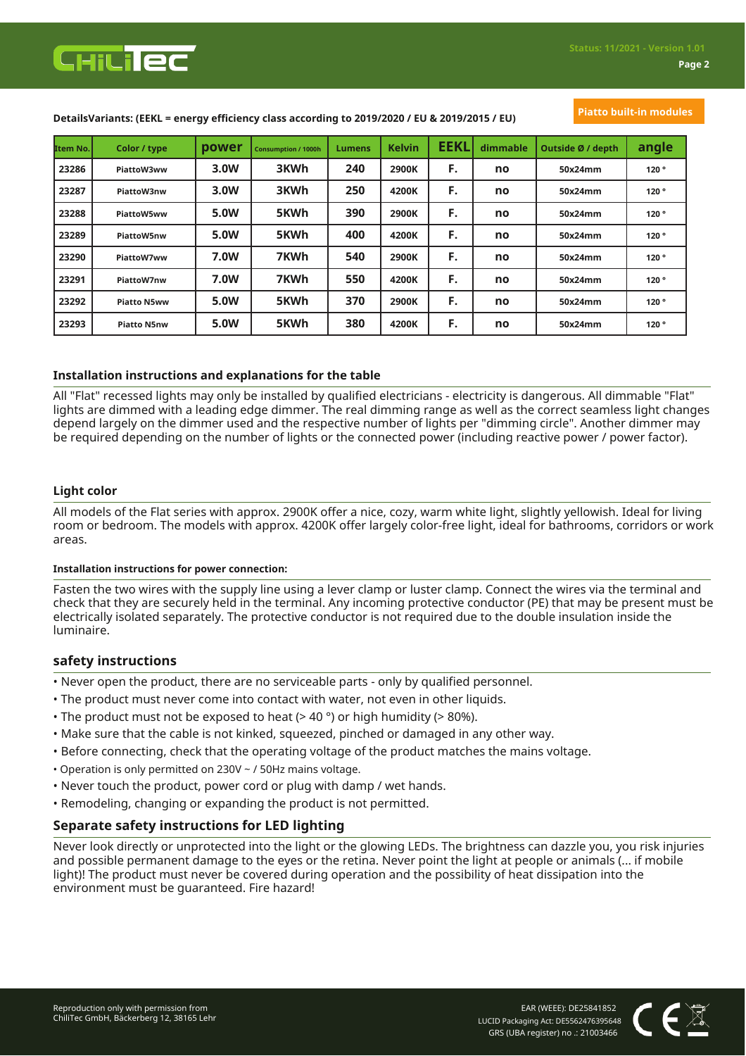**DetailsVariants: (EEKL = energy efficiency class according to 2019/2020 / EU & 2019/2015 / EU)**

**Piatto built-in modules**

| Item No. | Color / type | power | Consumption / 1000h | Lumens | Kelvin | EEKL | dimmable | Outside Ø / depth | angle |
|---|---|---|---|---|---|---|---|---|---|
| 23286 | PiattoW3ww | 3.0W | 3KWh | 240 | 2900K | F. | no | 50x24mm | 120 ° |
| 23287 | PiattoW3nw | 3.0W | 3KWh | 250 | 4200K | F. | no | 50x24mm | 120 ° |
| 23288 | PiattoW5ww | 5.0W | 5KWh | 390 | 2900K | F. | no | 50x24mm | 120 ° |
| 23289 | PiattoW5nw | 5.0W | 5KWh | 400 | 4200K | F. | no | 50x24mm | 120 ° |
| 23290 | PiattoW7ww | 7.0W | 7KWh | 540 | 2900K | F. | no | 50x24mm | 120 ° |
| 23291 | PiattoW7nw | 7.0W | 7KWh | 550 | 4200K | F. | no | 50x24mm | 120 ° |
| 23292 | Piatto N5ww | 5.0W | 5KWh | 370 | 2900K | F. | no | 50x24mm | 120 ° |
| 23293 | Piatto N5nw | 5.0W | 5KWh | 380 | 4200K | F. | no | 50x24mm | 120 ° |

### Installation instructions and explanations for the table

All "Flat" recessed lights may only be installed by qualified electricians - electricity is dangerous. All dimmable "Flat" lights are dimmed with a leading edge dimmer. The real dimming range as well as the correct seamless light changes depend largely on the dimmer used and the respective number of lights per "dimming circle". Another dimmer may be required depending on the number of lights or the connected power (including reactive power / power factor).

### Light color

All models of the Flat series with approx. 2900K offer a nice, cozy, warm white light, slightly yellowish. Ideal for living room or bedroom. The models with approx. 4200K offer largely color-free light, ideal for bathrooms, corridors or work areas.

#### Installation instructions for power connection:

Fasten the two wires with the supply line using a lever clamp or luster clamp. Connect the wires via the terminal and check that they are securely held in the terminal. Any incoming protective conductor (PE) that may be present must be electrically isolated separately. The protective conductor is not required due to the double insulation inside the luminaire.

## safety instructions

- Never open the product, there are no serviceable parts - only by qualified personnel.
- The product must never come into contact with water, not even in other liquids.
- The product must not be exposed to heat (> 40 °) or high humidity (> 80%).
- Make sure that the cable is not kinked, squeezed, pinched or damaged in any other way.
- Before connecting, check that the operating voltage of the product matches the mains voltage.
- Operation is only permitted on 230V ~ / 50Hz mains voltage.
- Never touch the product, power cord or plug with damp / wet hands.
- Remodeling, changing or expanding the product is not permitted.

## Separate safety instructions for LED lighting

Never look directly or unprotected into the light or the glowing LEDs. The brightness can dazzle you, you risk injuries and possible permanent damage to the eyes or the retina. Never point the light at people or animals (... if mobile light)! The product must never be covered during operation and the possibility of heat dissipation into the environment must be guaranteed. Fire hazard!

Reproduction only with permission from ChiliTec GmbH, Bäckerberg 12, 38165 Lehr

EAR (WEEE): DE25841852
LUCID Packaging Act: DE5562476395648
GRS (UBA register) no .: 21003466